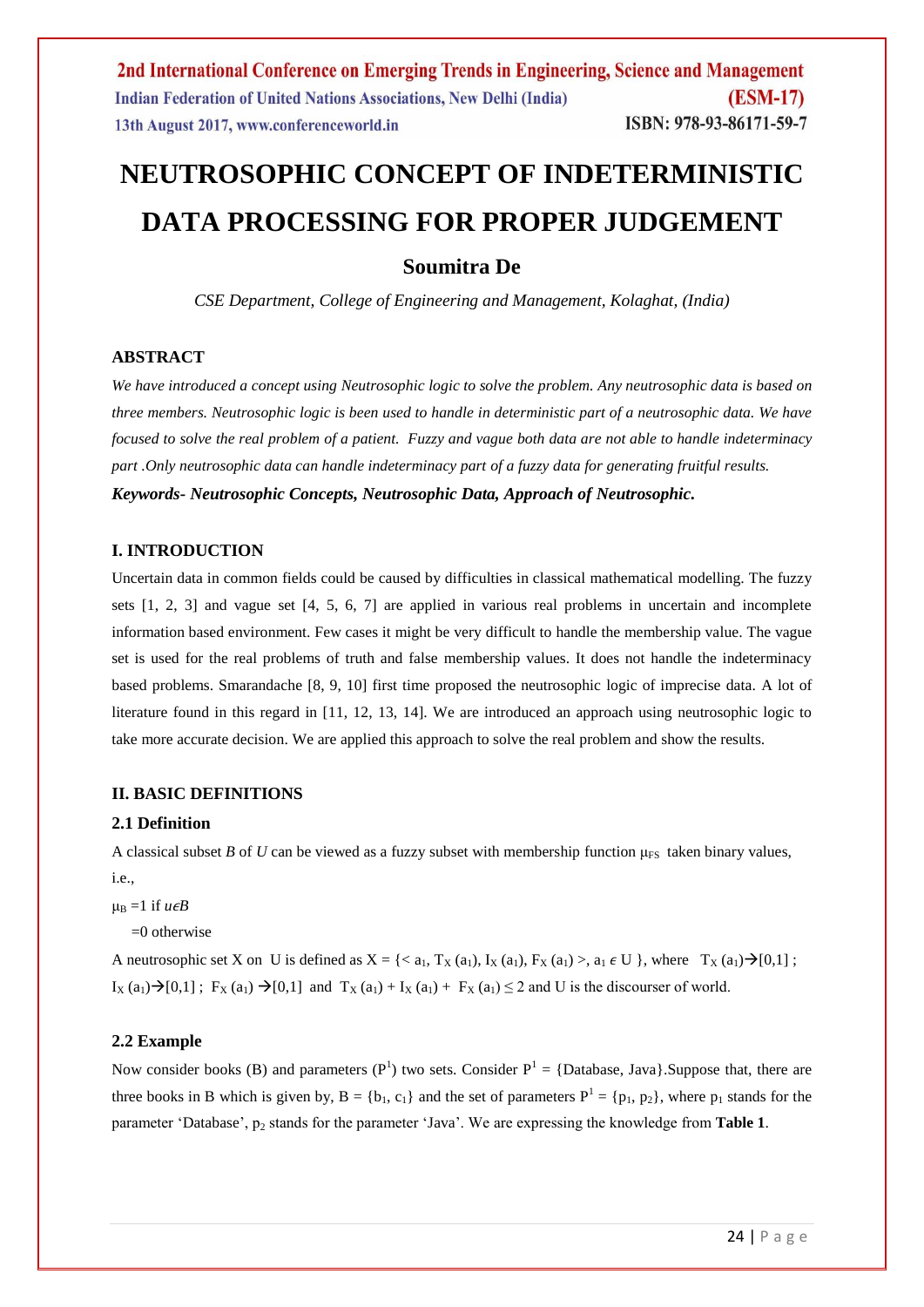# NEUTROSOPHIC CONCEPT OF INDETERMINISTIC DATA PROCESSING FOR PROPER JUDGEMENT

## Soumitra De

*CSE Department, College of Engineering and Management, Kolaghat, (India)*

### ABSTRACT

*We have introduced a concept using Neutrosophic logic to solve the problem. Any neutrosophic data is based on three members. Neutrosophic logic is been used to handle in deterministic part of a neutrosophic data. We have focused to solve the real problem of a patient. Fuzzy and vague both data are not able to handle indeterminacy part .Only neutrosophic data can handle indeterminacy part of a fuzzy data for generating fruitful results.*

***Keywords- Neutrosophic Concepts, Neutrosophic Data, Approach of Neutrosophic.***

### I. INTRODUCTION

Uncertain data in common fields could be caused by difficulties in classical mathematical modelling. The fuzzy sets [1, 2, 3] and vague set [4, 5, 6, 7] are applied in various real problems in uncertain and incomplete information based environment. Few cases it might be very difficult to handle the membership value. The vague set is used for the real problems of truth and false membership values. It does not handle the indeterminacy based problems. Smarandache [8, 9, 10] first time proposed the neutrosophic logic of imprecise data. A lot of literature found in this regard in [11, 12, 13, 14]. We are introduced an approach using neutrosophic logic to take more accurate decision. We are applied this approach to solve the real problem and show the results.

### II. BASIC DEFINITIONS

#### 2.1 Definition

A classical subset *B* of *U* can be viewed as a fuzzy subset with membership function $\mu_{FS}$ taken binary values, i.e.,

$\mu_B = 1$ if $u \epsilon B$

$= 0$ otherwise

A neutrosophic set X on U is defined as $X = \{< a_1, T_X(a_1), I_X(a_1), F_X(a_1) >, a_1 \epsilon U\}$, where $T_X(a_1) \rightarrow [0,1]$ ; $I_X(a_1) \rightarrow [0,1]$ ; $F_X(a_1) \rightarrow [0,1]$ and $T_X(a_1) + I_X(a_1) + F_X(a_1) \leq 2$ and U is the discourser of world.

#### 2.2 Example

Now consider books (B) and parameters ($P^1$) two sets. Consider $P^1$ = {Database, Java}.Suppose that, there are three books in B which is given by, $B = \{b_1, c_1\}$ and the set of parameters $P^1 = \{p_1, p_2\}$, where $p_1$ stands for the parameter 'Database', $p_2$ stands for the parameter 'Java'. We are expressing the knowledge from **Table 1**.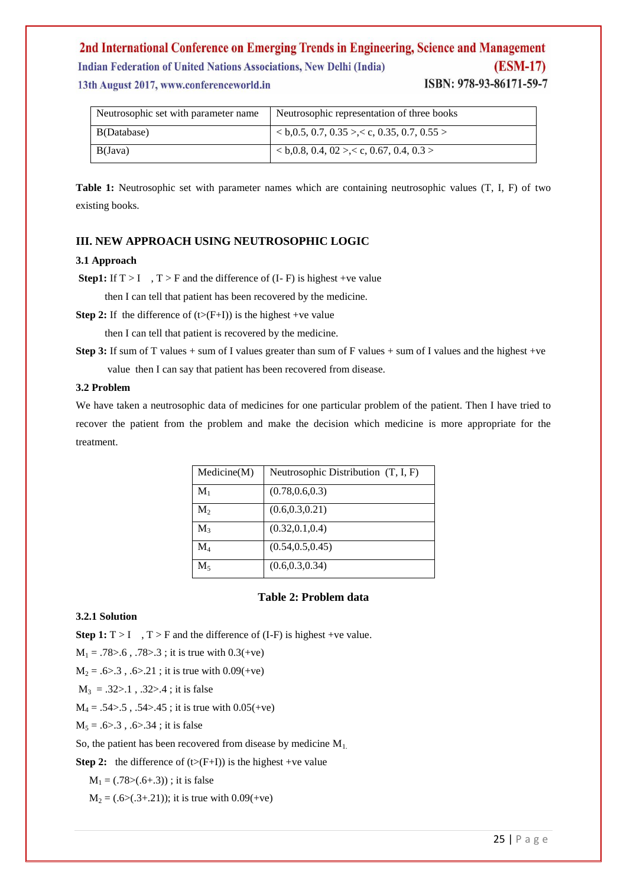| Neutrosophic set with parameter name | Neutrosophic representation of three books |
|---|---|
| B(Database) | < b,0.5, 0.7, 0.35 >,< c, 0.35, 0.7, 0.55 > |
| B(Java) | < b,0.8, 0.4, 02 >,< c, 0.67, 0.4, 0.3 > |

**Table 1:** Neutrosophic set with parameter names which are containing neutrosophic values (T, I, F) of two existing books.

## III. NEW APPROACH USING NEUTROSOPHIC LOGIC

### 3.1 Approach

**Step1:** If T > I , T > F and the difference of (I- F) is highest +ve value

then I can tell that patient has been recovered by the medicine.

**Step 2:** If the difference of (t>(F+I)) is the highest +ve value

then I can tell that patient is recovered by the medicine.

**Step 3:** If sum of T values + sum of I values greater than sum of F values + sum of I values and the highest +ve value then I can say that patient has been recovered from disease.

### 3.2 Problem

We have taken a neutrosophic data of medicines for one particular problem of the patient. Then I have tried to recover the patient from the problem and make the decision which medicine is more appropriate for the treatment.

| Medicine(M) | Neutrosophic Distribution (T, I, F) |
|---|---|
| $M_1$ | (0.78,0.6,0.3) |
| $M_2$ | (0.6,0.3,0.21) |
| $M_3$ | (0.32,0.1,0.4) |
| $M_4$ | (0.54,0.5,0.45) |
| $M_5$ | (0.6,0.3,0.34) |

**Table 2: Problem data**

#### 3.2.1 Solution

**Step 1:** T > I , T > F and the difference of (I-F) is highest +ve value.

$M_1$ = .78>.6 , .78>.3 ; it is true with 0.3(+ve)

$M_2$ = .6>.3 , .6>.21 ; it is true with 0.09(+ve)

$M_3$ = .32>.1 , .32>.4 ; it is false

$M_4$ = .54>.5 , .54>.45 ; it is true with 0.05(+ve)

$M_5$ = .6>.3 , .6>.34 ; it is false

So, the patient has been recovered from disease by medicine $M_1$.

**Step 2:** the difference of (t>(F+I)) is the highest +ve value

$M_1$ = (.78>(.6+.3)) ; it is false

$M_2$ = (.6>(.3+.21)); it is true with 0.09(+ve)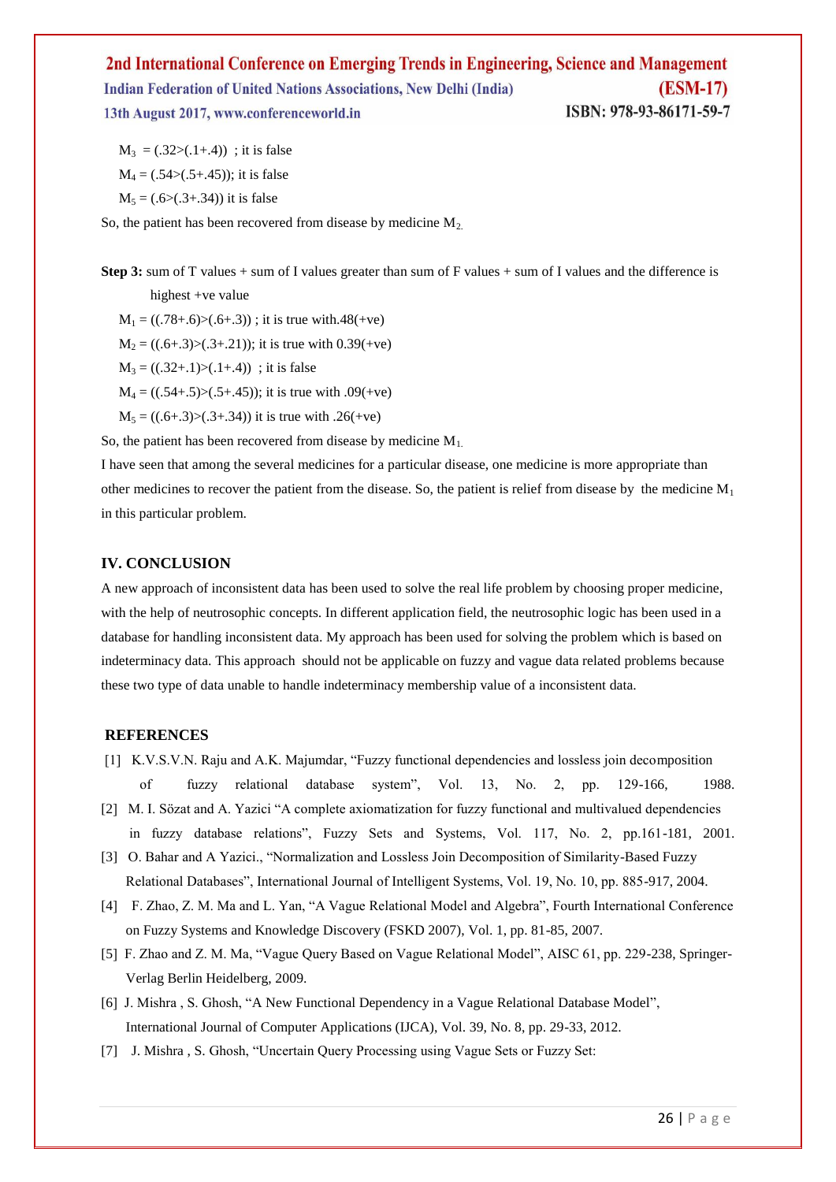$M_3 = (.32>(.1+.4))$ ; it is false

$M_4 = (.54>(.5+.45))$; it is false

$M_5 = (.6>(.3+.34))$ it is false

So, the patient has been recovered from disease by medicine $M_2$.

**Step 3:** sum of T values + sum of I values greater than sum of F values + sum of I values and the difference is highest +ve value

$M_1 = ((.78+.6)>(.6+.3))$ ; it is true with.48(+ve)

$M_2 = ((.6+.3)>(.3+.21))$; it is true with 0.39(+ve)

$M_3 = ((.32+.1)>(.1+.4))$ ; it is false

$M_4 = ((.54+.5)>(.5+.45))$; it is true with .09(+ve)

$M_5 = ((.6+.3)>(.3+.34))$ it is true with .26(+ve)

So, the patient has been recovered from disease by medicine $M_1$.

I have seen that among the several medicines for a particular disease, one medicine is more appropriate than other medicines to recover the patient from the disease. So, the patient is relief from disease by the medicine $M_1$ in this particular problem.

## IV. CONCLUSION

A new approach of inconsistent data has been used to solve the real life problem by choosing proper medicine, with the help of neutrosophic concepts. In different application field, the neutrosophic logic has been used in a database for handling inconsistent data. My approach has been used for solving the problem which is based on indeterminacy data. This approach should not be applicable on fuzzy and vague data related problems because these two type of data unable to handle indeterminacy membership value of a inconsistent data.

## REFERENCES

[1] K.V.S.V.N. Raju and A.K. Majumdar, "Fuzzy functional dependencies and lossless join decomposition of fuzzy relational database system", Vol. 13, No. 2, pp. 129-166, 1988.

[2] M. I. Sözat and A. Yazici "A complete axiomatization for fuzzy functional and multivalued dependencies in fuzzy database relations", Fuzzy Sets and Systems, Vol. 117, No. 2, pp.161-181, 2001.

[3] O. Bahar and A Yazici., "Normalization and Lossless Join Decomposition of Similarity-Based Fuzzy Relational Databases", International Journal of Intelligent Systems, Vol. 19, No. 10, pp. 885-917, 2004.

[4] F. Zhao, Z. M. Ma and L. Yan, "A Vague Relational Model and Algebra", Fourth International Conference on Fuzzy Systems and Knowledge Discovery (FSKD 2007), Vol. 1, pp. 81-85, 2007.

[5] F. Zhao and Z. M. Ma, "Vague Query Based on Vague Relational Model", AISC 61, pp. 229-238, Springer-Verlag Berlin Heidelberg, 2009.

[6] J. Mishra , S. Ghosh, "A New Functional Dependency in a Vague Relational Database Model", International Journal of Computer Applications (IJCA), Vol. 39, No. 8, pp. 29-33, 2012.

[7] J. Mishra , S. Ghosh, "Uncertain Query Processing using Vague Sets or Fuzzy Set: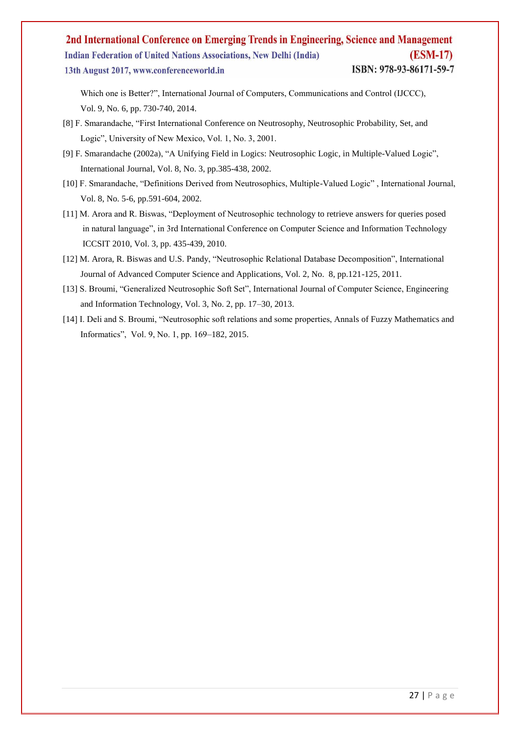Which one is Better?", International Journal of Computers, Communications and Control (IJCCC), Vol. 9, No. 6, pp. 730-740, 2014.

[8] F. Smarandache, "First International Conference on Neutrosophy, Neutrosophic Probability, Set, and Logic", University of New Mexico, Vol. 1, No. 3, 2001.

[9] F. Smarandache (2002a), "A Unifying Field in Logics: Neutrosophic Logic, in Multiple-Valued Logic", International Journal, Vol. 8, No. 3, pp.385-438, 2002.

[10] F. Smarandache, "Definitions Derived from Neutrosophics, Multiple-Valued Logic" , International Journal, Vol. 8, No. 5-6, pp.591-604, 2002.

[11] M. Arora and R. Biswas, "Deployment of Neutrosophic technology to retrieve answers for queries posed in natural language", in 3rd International Conference on Computer Science and Information Technology ICCSIT 2010, Vol. 3, pp. 435-439, 2010.

[12] M. Arora, R. Biswas and U.S. Pandy, "Neutrosophic Relational Database Decomposition", International Journal of Advanced Computer Science and Applications, Vol. 2, No. 8, pp.121-125, 2011.

[13] S. Broumi, "Generalized Neutrosophic Soft Set", International Journal of Computer Science, Engineering and Information Technology, Vol. 3, No. 2, pp. 17–30, 2013.

[14] I. Deli and S. Broumi, "Neutrosophic soft relations and some properties, Annals of Fuzzy Mathematics and Informatics", Vol. 9, No. 1, pp. 169–182, 2015.